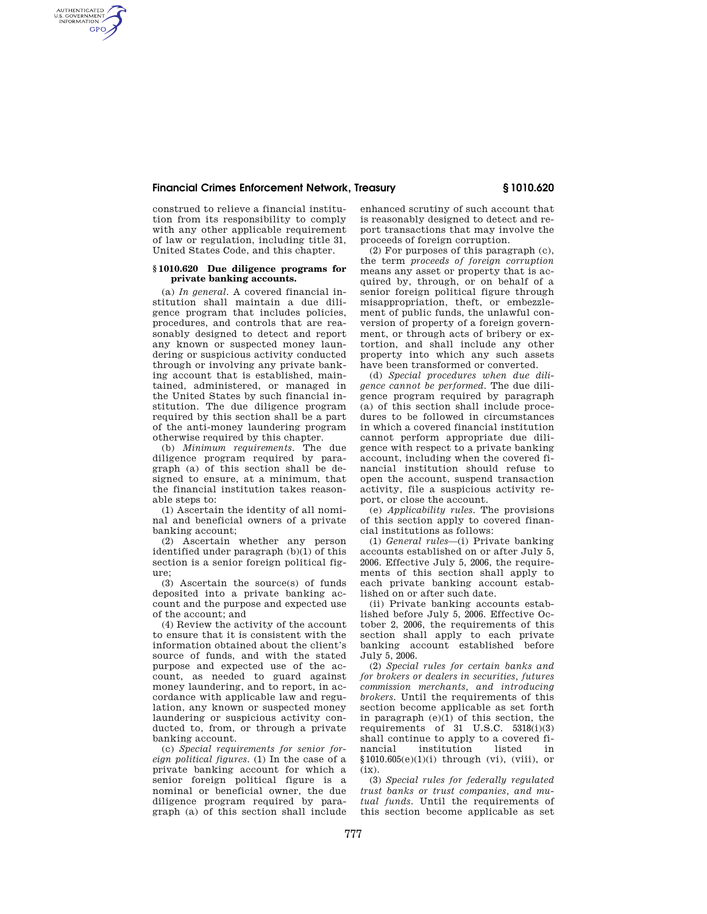construed to relieve a financial institution from its responsibility to comply with any other applicable requirement of law or regulation, including title 31, United States Code, and this chapter.

### § 1010.620 Due diligence programs for private banking accounts.

(a) *In general.* A covered financial institution shall maintain a due diligence program that includes policies, procedures, and controls that are reasonably designed to detect and report any known or suspected money laundering or suspicious activity conducted through or involving any private banking account that is established, maintained, administered, or managed in the United States by such financial institution. The due diligence program required by this section shall be a part of the anti-money laundering program otherwise required by this chapter.

(b) *Minimum requirements.* The due diligence program required by paragraph (a) of this section shall be designed to ensure, at a minimum, that the financial institution takes reasonable steps to:

(1) Ascertain the identity of all nominal and beneficial owners of a private banking account;

(2) Ascertain whether any person identified under paragraph (b)(1) of this section is a senior foreign political figure;

(3) Ascertain the source(s) of funds deposited into a private banking account and the purpose and expected use of the account; and

(4) Review the activity of the account to ensure that it is consistent with the information obtained about the client's source of funds, and with the stated purpose and expected use of the account, as needed to guard against money laundering, and to report, in accordance with applicable law and regulation, any known or suspected money laundering or suspicious activity conducted to, from, or through a private banking account.

(c) *Special requirements for senior foreign political figures.* (1) In the case of a private banking account for which a senior foreign political figure is a nominal or beneficial owner, the due diligence program required by paragraph (a) of this section shall include enhanced scrutiny of such account that is reasonably designed to detect and report transactions that may involve the proceeds of foreign corruption.

(2) For purposes of this paragraph (c), the term *proceeds of foreign corruption* means any asset or property that is acquired by, through, or on behalf of a senior foreign political figure through misappropriation, theft, or embezzlement of public funds, the unlawful conversion of property of a foreign government, or through acts of bribery or extortion, and shall include any other property into which any such assets have been transformed or converted.

(d) *Special procedures when due diligence cannot be performed.* The due diligence program required by paragraph (a) of this section shall include procedures to be followed in circumstances in which a covered financial institution cannot perform appropriate due diligence with respect to a private banking account, including when the covered financial institution should refuse to open the account, suspend transaction activity, file a suspicious activity report, or close the account.

(e) *Applicability rules.* The provisions of this section apply to covered financial institutions as follows:

(1) *General rules*—(i) Private banking accounts established on or after July 5, 2006. Effective July 5, 2006, the requirements of this section shall apply to each private banking account established on or after such date.

(ii) Private banking accounts established before July 5, 2006. Effective October 2, 2006, the requirements of this section shall apply to each private banking account established before July 5, 2006.

(2) *Special rules for certain banks and for brokers or dealers in securities, futures commission merchants, and introducing brokers.* Until the requirements of this section become applicable as set forth in paragraph (e)(1) of this section, the requirements of 31 U.S.C. 5318(i)(3) shall continue to apply to a covered financial institution listed in §1010.605(e)(1)(i) through (vi), (viii), or (ix).

(3) *Special rules for federally regulated trust banks or trust companies, and mutual funds.* Until the requirements of this section become applicable as set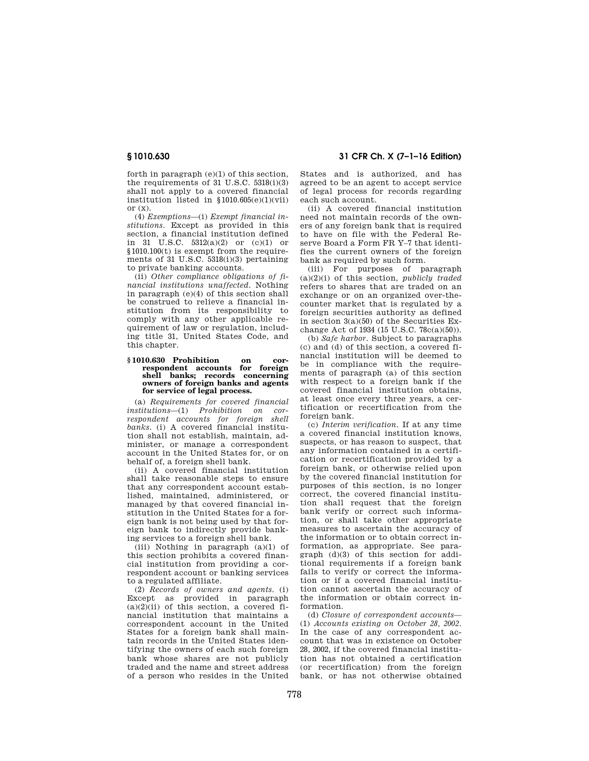forth in paragraph (e)(1) of this section, the requirements of 31 U.S.C. 5318(i)(3) shall not apply to a covered financial institution listed in §1010.605(e)(1)(vii) or (x).

(4) *Exemptions*—(i) *Exempt financial institutions.* Except as provided in this section, a financial institution defined in 31 U.S.C. 5312(a)(2) or (c)(1) or §1010.100(t) is exempt from the requirements of 31 U.S.C. 5318(i)(3) pertaining to private banking accounts.

(ii) *Other compliance obligations of financial institutions unaffected.* Nothing in paragraph (e)(4) of this section shall be construed to relieve a financial institution from its responsibility to comply with any other applicable requirement of law or regulation, including title 31, United States Code, and this chapter.

### §1010.630 Prohibition on correspondent accounts for foreign shell banks; records concerning owners of foreign banks and agents for service of legal process.

(a) *Requirements for covered financial institutions*—(1) *Prohibition on correspondent accounts for foreign shell banks.* (i) A covered financial institution shall not establish, maintain, administer, or manage a correspondent account in the United States for, or on behalf of, a foreign shell bank.

(ii) A covered financial institution shall take reasonable steps to ensure that any correspondent account established, maintained, administered, or managed by that covered financial institution in the United States for a foreign bank is not being used by that foreign bank to indirectly provide banking services to a foreign shell bank.

(iii) Nothing in paragraph (a)(1) of this section prohibits a covered financial institution from providing a correspondent account or banking services to a regulated affiliate.

(2) *Records of owners and agents.* (i) Except as provided in paragraph (a)(2)(ii) of this section, a covered financial institution that maintains a correspondent account in the United States for a foreign bank shall maintain records in the United States identifying the owners of each such foreign bank whose shares are not publicly traded and the name and street address of a person who resides in the United States and is authorized, and has agreed to be an agent to accept service of legal process for records regarding each such account.

(ii) A covered financial institution need not maintain records of the owners of any foreign bank that is required to have on file with the Federal Reserve Board a Form FR Y–7 that identifies the current owners of the foreign bank as required by such form.

(iii) For purposes of paragraph (a)(2)(i) of this section, *publicly traded* refers to shares that are traded on an exchange or on an organized over-the-counter market that is regulated by a foreign securities authority as defined in section 3(a)(50) of the Securities Exchange Act of 1934 (15 U.S.C. 78c(a)(50)).

(b) *Safe harbor.* Subject to paragraphs (c) and (d) of this section, a covered financial institution will be deemed to be in compliance with the requirements of paragraph (a) of this section with respect to a foreign bank if the covered financial institution obtains, at least once every three years, a certification or recertification from the foreign bank.

(c) *Interim verification.* If at any time a covered financial institution knows, suspects, or has reason to suspect, that any information contained in a certification or recertification provided by a foreign bank, or otherwise relied upon by the covered financial institution for purposes of this section, is no longer correct, the covered financial institution shall request that the foreign bank verify or correct such information, or shall take other appropriate measures to ascertain the accuracy of the information or to obtain correct information, as appropriate. See paragraph (d)(3) of this section for additional requirements if a foreign bank fails to verify or correct the information or if a covered financial institution cannot ascertain the accuracy of the information or obtain correct information.

(d) *Closure of correspondent accounts*—(1) *Accounts existing on October 28, 2002.* In the case of any correspondent account that was in existence on October 28, 2002, if the covered financial institution has not obtained a certification (or recertification) from the foreign bank, or has not otherwise obtained